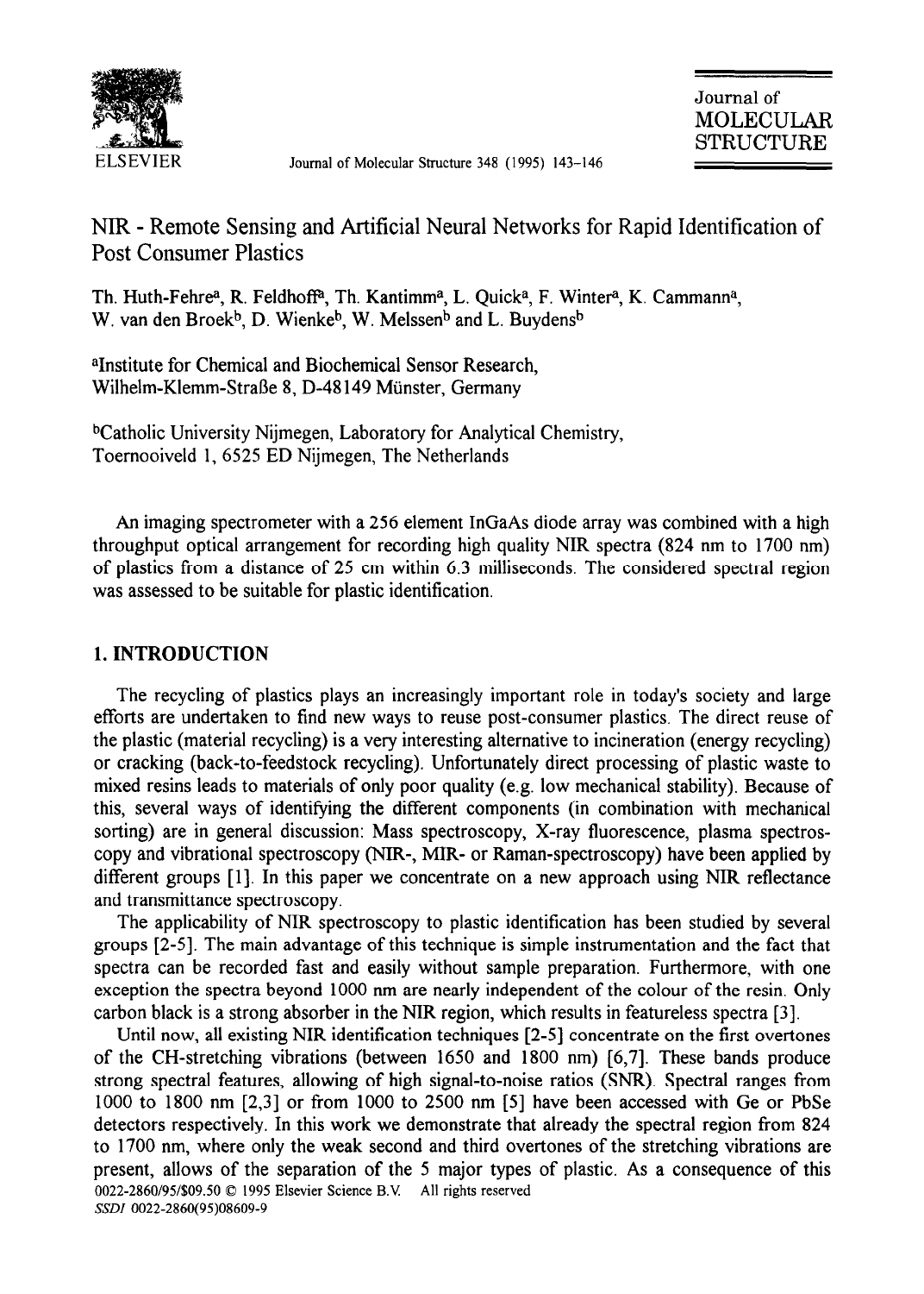# NIR - Remote Sensing and Artificial Neural Networks for Rapid Identification of Post Consumer Plastics

Th. Huth-Fehre[a], R. Feldhoff[a], Th. Kantimm[a], L. Quick[a], F. Winter[a], K. Cammann[a], W. van den Broek[b], D. Wienke[b], W. Melssen[b] and L. Buydens[b]

[a]Institute for Chemical and Biochemical Sensor Research, Wilhelm-Klemm-Straße 8, D-48149 Münster, Germany

[b]Catholic University Nijmegen, Laboratory for Analytical Chemistry, Toernooiveld 1, 6525 ED Nijmegen, The Netherlands

An imaging spectrometer with a 256 element InGaAs diode array was combined with a high throughput optical arrangement for recording high quality NIR spectra (824 nm to 1700 nm) of plastics from a distance of 25 cm within 6.3 milliseconds. The considered spectral region was assessed to be suitable for plastic identification.

## 1. INTRODUCTION

The recycling of plastics plays an increasingly important role in today's society and large efforts are undertaken to find new ways to reuse post-consumer plastics. The direct reuse of the plastic (material recycling) is a very interesting alternative to incineration (energy recycling) or cracking (back-to-feedstock recycling). Unfortunately direct processing of plastic waste to mixed resins leads to materials of only poor quality (e.g. low mechanical stability). Because of this, several ways of identifying the different components (in combination with mechanical sorting) are in general discussion: Mass spectroscopy, X-ray fluorescence, plasma spectroscopy and vibrational spectroscopy (NIR-, MIR- or Raman-spectroscopy) have been applied by different groups [1]. In this paper we concentrate on a new approach using NIR reflectance and transmittance spectroscopy.

The applicability of NIR spectroscopy to plastic identification has been studied by several groups [2-5]. The main advantage of this technique is simple instrumentation and the fact that spectra can be recorded fast and easily without sample preparation. Furthermore, with one exception the spectra beyond 1000 nm are nearly independent of the colour of the resin. Only carbon black is a strong absorber in the NIR region, which results in featureless spectra [3].

Until now, all existing NIR identification techniques [2-5] concentrate on the first overtones of the CH-stretching vibrations (between 1650 and 1800 nm) [6,7]. These bands produce strong spectral features, allowing of high signal-to-noise ratios (SNR). Spectral ranges from 1000 to 1800 nm [2,3] or from 1000 to 2500 nm [5] have been accessed with Ge or PbSe detectors respectively. In this work we demonstrate that already the spectral region from 824 to 1700 nm, where only the weak second and third overtones of the stretching vibrations are present, allows of the separation of the 5 major types of plastic. As a consequence of this

0022-2860/95/$09.50 © 1995 Elsevier Science B.V. All rights reserved
SSDI 0022-2860(95)08609-9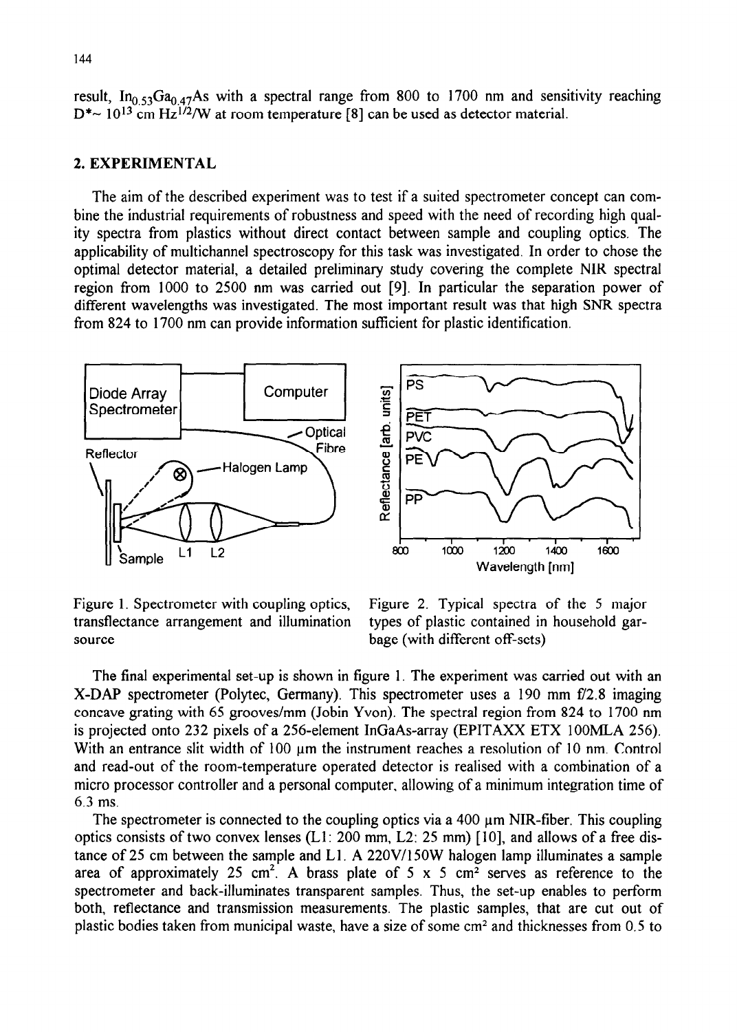result, $In_{0.53}Ga_{0.47}As$ with a spectral range from 800 to 1700 nm and sensitivity reaching $D^* \sim 10^{13}$ cm $Hz^{1/2}/W$ at room temperature [8] can be used as detector material.

## 2. EXPERIMENTAL

The aim of the described experiment was to test if a suited spectrometer concept can combine the industrial requirements of robustness and speed with the need of recording high quality spectra from plastics without direct contact between sample and coupling optics. The applicability of multichannel spectroscopy for this task was investigated. In order to chose the optimal detector material, a detailed preliminary study covering the complete NIR spectral region from 1000 to 2500 nm was carried out [9]. In particular the separation power of different wavelengths was investigated. The most important result was that high SNR spectra from 824 to 1700 nm can provide information sufficient for plastic identification.

Figure 1. Spectrometer with coupling optics, transflectance arrangement and illumination source

Figure 2. Typical spectra of the 5 major types of plastic contained in household garbage (with different off-sets)

The final experimental set-up is shown in figure 1. The experiment was carried out with an X-DAP spectrometer (Polytec, Germany). This spectrometer uses a 190 mm f/2.8 imaging concave grating with 65 grooves/mm (Jobin Yvon). The spectral region from 824 to 1700 nm is projected onto 232 pixels of a 256-element InGaAs-array (EPITAXX ETX 100MLA 256). With an entrance slit width of 100 µm the instrument reaches a resolution of 10 nm. Control and read-out of the room-temperature operated detector is realised with a combination of a micro processor controller and a personal computer, allowing of a minimum integration time of 6.3 ms.

The spectrometer is connected to the coupling optics via a 400 µm NIR-fiber. This coupling optics consists of two convex lenses (L1: 200 mm, L2: 25 mm) [10], and allows of a free distance of 25 cm between the sample and L1. A 220V/150W halogen lamp illuminates a sample area of approximately 25 cm$^2$. A brass plate of 5 x 5 cm$^2$ serves as reference to the spectrometer and back-illuminates transparent samples. Thus, the set-up enables to perform both, reflectance and transmission measurements. The plastic samples, that are cut out of plastic bodies taken from municipal waste, have a size of some cm$^2$ and thicknesses from 0.5 to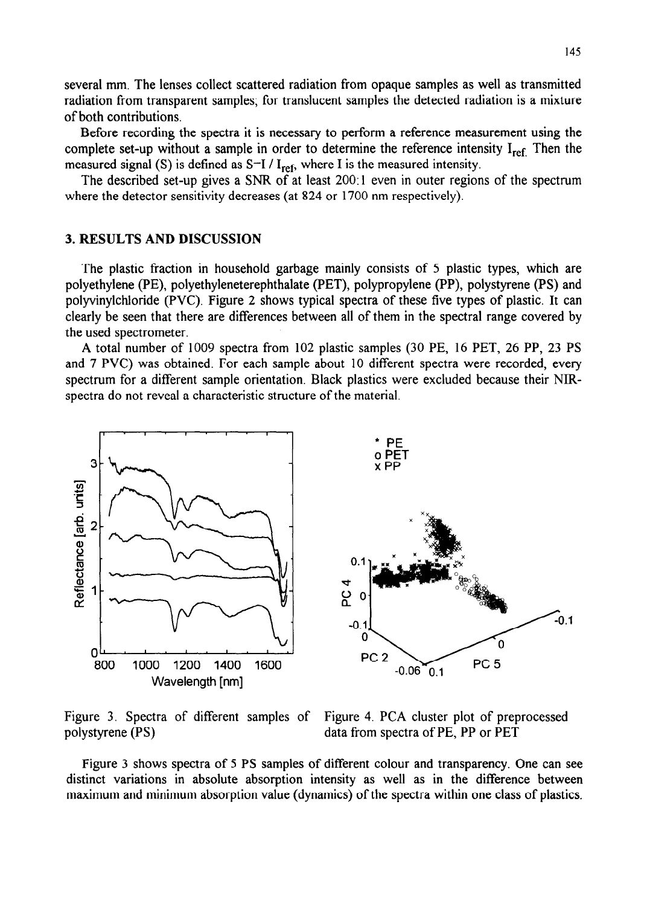several mm. The lenses collect scattered radiation from opaque samples as well as transmitted radiation from transparent samples; for translucent samples the detected radiation is a mixture of both contributions.

Before recording the spectra it is necessary to perform a reference measurement using the complete set-up without a sample in order to determine the reference intensity $I_{ref}$. Then the measured signal (S) is defined as $S=I / I_{ref}$, where I is the measured intensity.

The described set-up gives a SNR of at least 200:1 even in outer regions of the spectrum where the detector sensitivity decreases (at 824 or 1700 nm respectively).

## 3. RESULTS AND DISCUSSION

The plastic fraction in household garbage mainly consists of 5 plastic types, which are polyethylene (PE), polyethyleneterephthalate (PET), polypropylene (PP), polystyrene (PS) and polyvinylchloride (PVC). Figure 2 shows typical spectra of these five types of plastic. It can clearly be seen that there are differences between all of them in the spectral range covered by the used spectrometer.

A total number of 1009 spectra from 102 plastic samples (30 PE, 16 PET, 26 PP, 23 PS and 7 PVC) was obtained. For each sample about 10 different spectra were recorded, every spectrum for a different sample orientation. Black plastics were excluded because their NIR-spectra do not reveal a characteristic structure of the material.

Figure 3. Spectra of different samples of polystyrene (PS)

Figure 4. PCA cluster plot of preprocessed data from spectra of PE, PP or PET

Figure 3 shows spectra of 5 PS samples of different colour and transparency. One can see distinct variations in absolute absorption intensity as well as in the difference between maximum and minimum absorption value (dynamics) of the spectra within one class of plastics.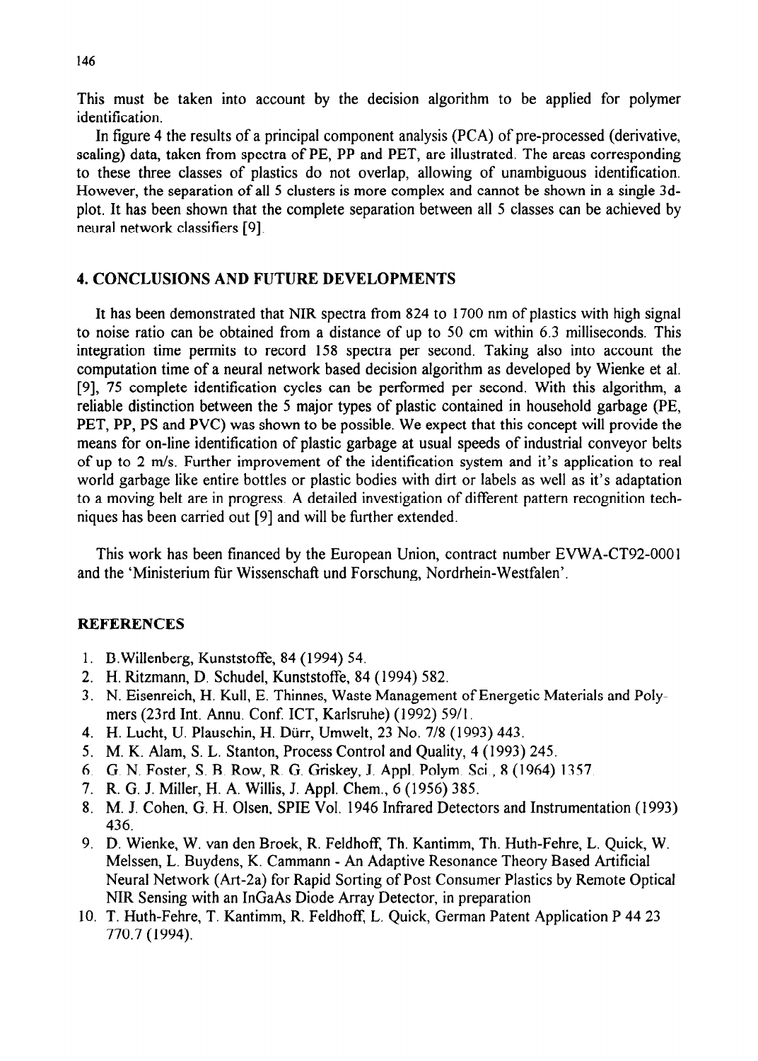This must be taken into account by the decision algorithm to be applied for polymer identification.

In figure 4 the results of a principal component analysis (PCA) of pre-processed (derivative, scaling) data, taken from spectra of PE, PP and PET, are illustrated. The areas corresponding to these three classes of plastics do not overlap, allowing of unambiguous identification. However, the separation of all 5 clusters is more complex and cannot be shown in a single 3d-plot. It has been shown that the complete separation between all 5 classes can be achieved by neural network classifiers [9].

## 4. CONCLUSIONS AND FUTURE DEVELOPMENTS

It has been demonstrated that NIR spectra from 824 to 1700 nm of plastics with high signal to noise ratio can be obtained from a distance of up to 50 cm within 6.3 milliseconds. This integration time permits to record 158 spectra per second. Taking also into account the computation time of a neural network based decision algorithm as developed by Wienke et al. [9], 75 complete identification cycles can be performed per second. With this algorithm, a reliable distinction between the 5 major types of plastic contained in household garbage (PE, PET, PP, PS and PVC) was shown to be possible. We expect that this concept will provide the means for on-line identification of plastic garbage at usual speeds of industrial conveyor belts of up to 2 m/s. Further improvement of the identification system and it's application to real world garbage like entire bottles or plastic bodies with dirt or labels as well as it's adaptation to a moving belt are in progress. A detailed investigation of different pattern recognition techniques has been carried out [9] and will be further extended.

This work has been financed by the European Union, contract number EVWA-CT92-0001 and the 'Ministerium für Wissenschaft und Forschung, Nordrhein-Westfalen'.

## REFERENCES

1. B.Willenberg, Kunststoffe, 84 (1994) 54.
2. H. Ritzmann, D. Schudel, Kunststoffe, 84 (1994) 582.
3. N. Eisenreich, H. Kull, E. Thinnes, Waste Management of Energetic Materials and Polymers (23rd Int. Annu. Conf. ICT, Karlsruhe) (1992) 59/1.
4. H. Lucht, U. Plauschin, H. Dürr, Umwelt, 23 No. 7/8 (1993) 443.
5. M. K. Alam, S. L. Stanton, Process Control and Quality, 4 (1993) 245.
6. G. N. Foster, S. B. Row, R. G. Griskey, J. Appl. Polym. Sci., 8 (1964) 1357.
7. R. G. J. Miller, H. A. Willis, J. Appl. Chem., 6 (1956) 385.
8. M. J. Cohen, G. H. Olsen, SPIE Vol. 1946 Infrared Detectors and Instrumentation (1993) 436.
9. D. Wienke, W. van den Broek, R. Feldhoff, Th. Kantimm, Th. Huth-Fehre, L. Quick, W. Melssen, L. Buydens, K. Cammann - An Adaptive Resonance Theory Based Artificial Neural Network (Art-2a) for Rapid Sorting of Post Consumer Plastics by Remote Optical NIR Sensing with an InGaAs Diode Array Detector, in preparation
10. T. Huth-Fehre, T. Kantimm, R. Feldhoff, L. Quick, German Patent Application P 44 23 770.7 (1994).